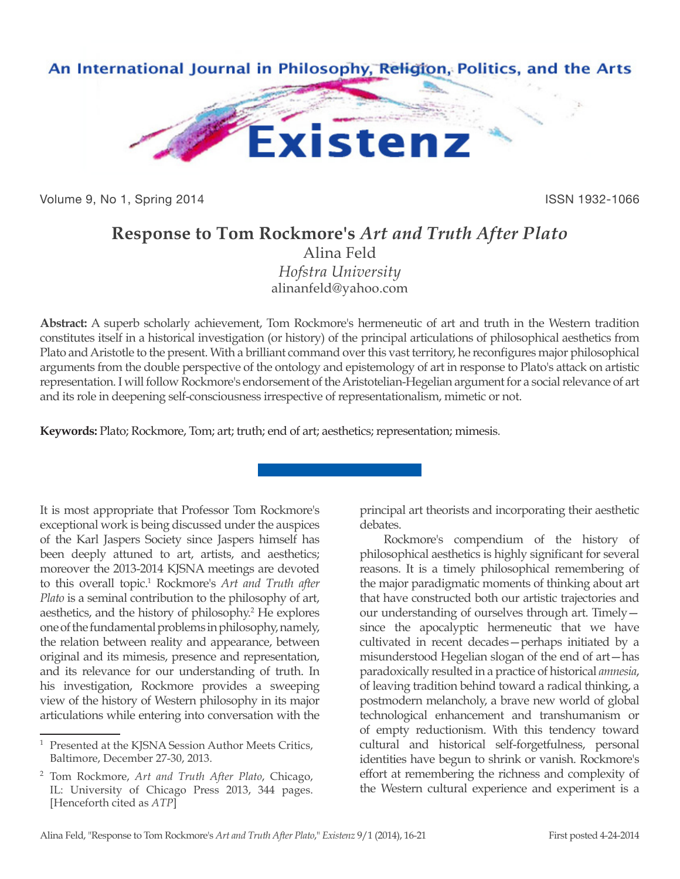# Response to Tom Rockmore's *Art and Truth After Plato*

Alina Feld

*Hofstra University*

alinanfeld@yahoo.com

**Abstract:** A superb scholarly achievement, Tom Rockmore's hermeneutic of art and truth in the Western tradition constitutes itself in a historical investigation (or history) of the principal articulations of philosophical aesthetics from Plato and Aristotle to the present. With a brilliant command over this vast territory, he reconfigures major philosophical arguments from the double perspective of the ontology and epistemology of art in response to Plato's attack on artistic representation. I will follow Rockmore's endorsement of the Aristotelian-Hegelian argument for a social relevance of art and its role in deepening self-consciousness irrespective of representationalism, mimetic or not.

**Keywords:** Plato; Rockmore, Tom; art; truth; end of art; aesthetics; representation; mimesis.

---

It is most appropriate that Professor Tom Rockmore's exceptional work is being discussed under the auspices of the Karl Jaspers Society since Jaspers himself has been deeply attuned to art, artists, and aesthetics; moreover the 2013-2014 KJSNA meetings are devoted to this overall topic.[1] Rockmore's *Art and Truth after Plato* is a seminal contribution to the philosophy of art, aesthetics, and the history of philosophy.[2] He explores one of the fundamental problems in philosophy, namely, the relation between reality and appearance, between original and its mimesis, presence and representation, and its relevance for our understanding of truth. In his investigation, Rockmore provides a sweeping view of the history of Western philosophy in its major articulations while entering into conversation with the principal art theorists and incorporating their aesthetic debates.

Rockmore's compendium of the history of philosophical aesthetics is highly significant for several reasons. It is a timely philosophical remembering of the major paradigmatic moments of thinking about art that have constructed both our artistic trajectories and our understanding of ourselves through art. Timely—since the apocalyptic hermeneutic that we have cultivated in recent decades—perhaps initiated by a misunderstood Hegelian slogan of the end of art—has paradoxically resulted in a practice of historical *amnesia*, of leaving tradition behind toward a radical thinking, a postmodern melancholy, a brave new world of global technological enhancement and transhumanism or of empty reductionism. With this tendency toward cultural and historical self-forgetfulness, personal identities have begun to shrink or vanish. Rockmore's effort at remembering the richness and complexity of the Western cultural experience and experiment is a

---

[1] Presented at the KJSNA Session Author Meets Critics, Baltimore, December 27-30, 2013.

[2] Tom Rockmore, *Art and Truth After Plato*, Chicago, IL: University of Chicago Press 2013, 344 pages. [Henceforth cited as *ATP*]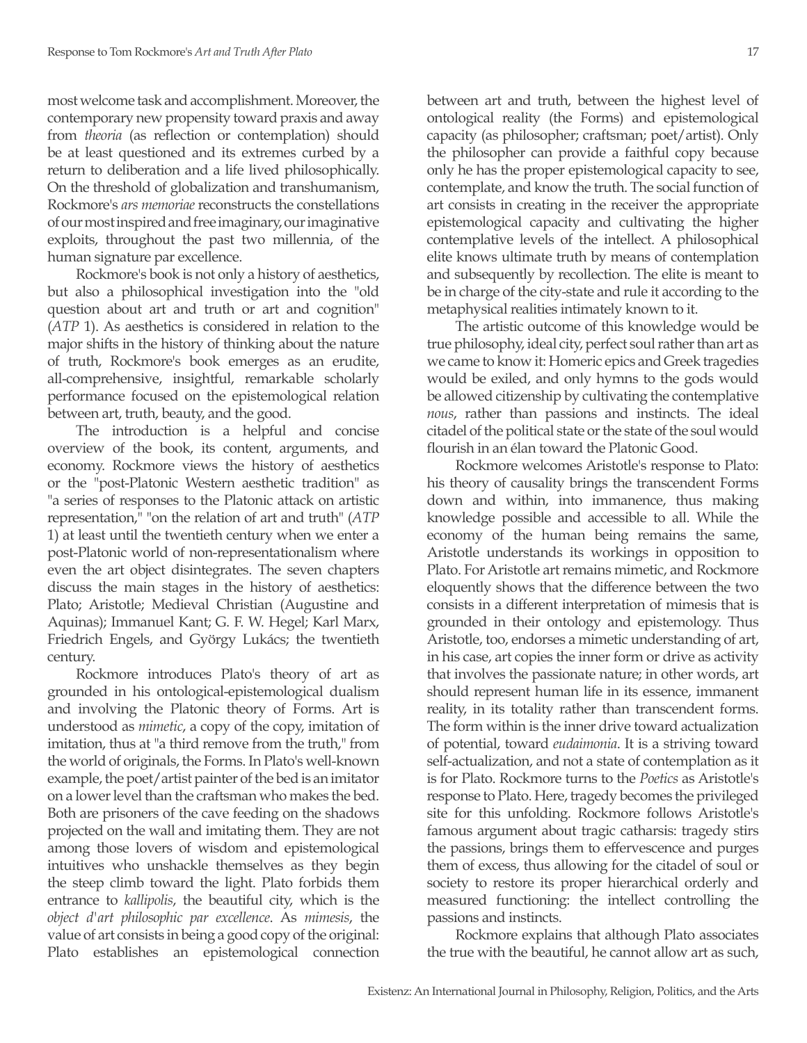most welcome task and accomplishment. Moreover, the contemporary new propensity toward praxis and away from *theoria* (as reflection or contemplation) should be at least questioned and its extremes curbed by a return to deliberation and a life lived philosophically. On the threshold of globalization and transhumanism, Rockmore's *ars memoriae* reconstructs the constellations of our most inspired and free imaginary, our imaginative exploits, throughout the past two millennia, of the human signature par excellence.

Rockmore's book is not only a history of aesthetics, but also a philosophical investigation into the "old question about art and truth or art and cognition" (*ATP* 1). As aesthetics is considered in relation to the major shifts in the history of thinking about the nature of truth, Rockmore's book emerges as an erudite, all-comprehensive, insightful, remarkable scholarly performance focused on the epistemological relation between art, truth, beauty, and the good.

The introduction is a helpful and concise overview of the book, its content, arguments, and economy. Rockmore views the history of aesthetics or the "post-Platonic Western aesthetic tradition" as "a series of responses to the Platonic attack on artistic representation," "on the relation of art and truth" (*ATP* 1) at least until the twentieth century when we enter a post-Platonic world of non-representationalism where even the art object disintegrates. The seven chapters discuss the main stages in the history of aesthetics: Plato; Aristotle; Medieval Christian (Augustine and Aquinas); Immanuel Kant; G. F. W. Hegel; Karl Marx, Friedrich Engels, and György Lukács; the twentieth century.

Rockmore introduces Plato's theory of art as grounded in his ontological-epistemological dualism and involving the Platonic theory of Forms. Art is understood as *mimetic*, a copy of the copy, imitation of imitation, thus at "a third remove from the truth," from the world of originals, the Forms. In Plato's well-known example, the poet/artist painter of the bed is an imitator on a lower level than the craftsman who makes the bed. Both are prisoners of the cave feeding on the shadows projected on the wall and imitating them. They are not among those lovers of wisdom and epistemological intuitives who unshackle themselves as they begin the steep climb toward the light. Plato forbids them entrance to *kallipolis*, the beautiful city, which is the *object d'art philosophic par excellence*. As *mimesis*, the value of art consists in being a good copy of the original: Plato establishes an epistemological connection between art and truth, between the highest level of ontological reality (the Forms) and epistemological capacity (as philosopher; craftsman; poet/artist). Only the philosopher can provide a faithful copy because only he has the proper epistemological capacity to see, contemplate, and know the truth. The social function of art consists in creating in the receiver the appropriate epistemological capacity and cultivating the higher contemplative levels of the intellect. A philosophical elite knows ultimate truth by means of contemplation and subsequently by recollection. The elite is meant to be in charge of the city-state and rule it according to the metaphysical realities intimately known to it.

The artistic outcome of this knowledge would be true philosophy, ideal city, perfect soul rather than art as we came to know it: Homeric epics and Greek tragedies would be exiled, and only hymns to the gods would be allowed citizenship by cultivating the contemplative *nous*, rather than passions and instincts. The ideal citadel of the political state or the state of the soul would flourish in an élan toward the Platonic Good.

Rockmore welcomes Aristotle's response to Plato: his theory of causality brings the transcendent Forms down and within, into immanence, thus making knowledge possible and accessible to all. While the economy of the human being remains the same, Aristotle understands its workings in opposition to Plato. For Aristotle art remains mimetic, and Rockmore eloquently shows that the difference between the two consists in a different interpretation of mimesis that is grounded in their ontology and epistemology. Thus Aristotle, too, endorses a mimetic understanding of art, in his case, art copies the inner form or drive as activity that involves the passionate nature; in other words, art should represent human life in its essence, immanent reality, in its totality rather than transcendent forms. The form within is the inner drive toward actualization of potential, toward *eudaimonia*. It is a striving toward self-actualization, and not a state of contemplation as it is for Plato. Rockmore turns to the *Poetics* as Aristotle's response to Plato. Here, tragedy becomes the privileged site for this unfolding. Rockmore follows Aristotle's famous argument about tragic catharsis: tragedy stirs the passions, brings them to effervescence and purges them of excess, thus allowing for the citadel of soul or society to restore its proper hierarchical orderly and measured functioning: the intellect controlling the passions and instincts.

Rockmore explains that although Plato associates the true with the beautiful, he cannot allow art as such,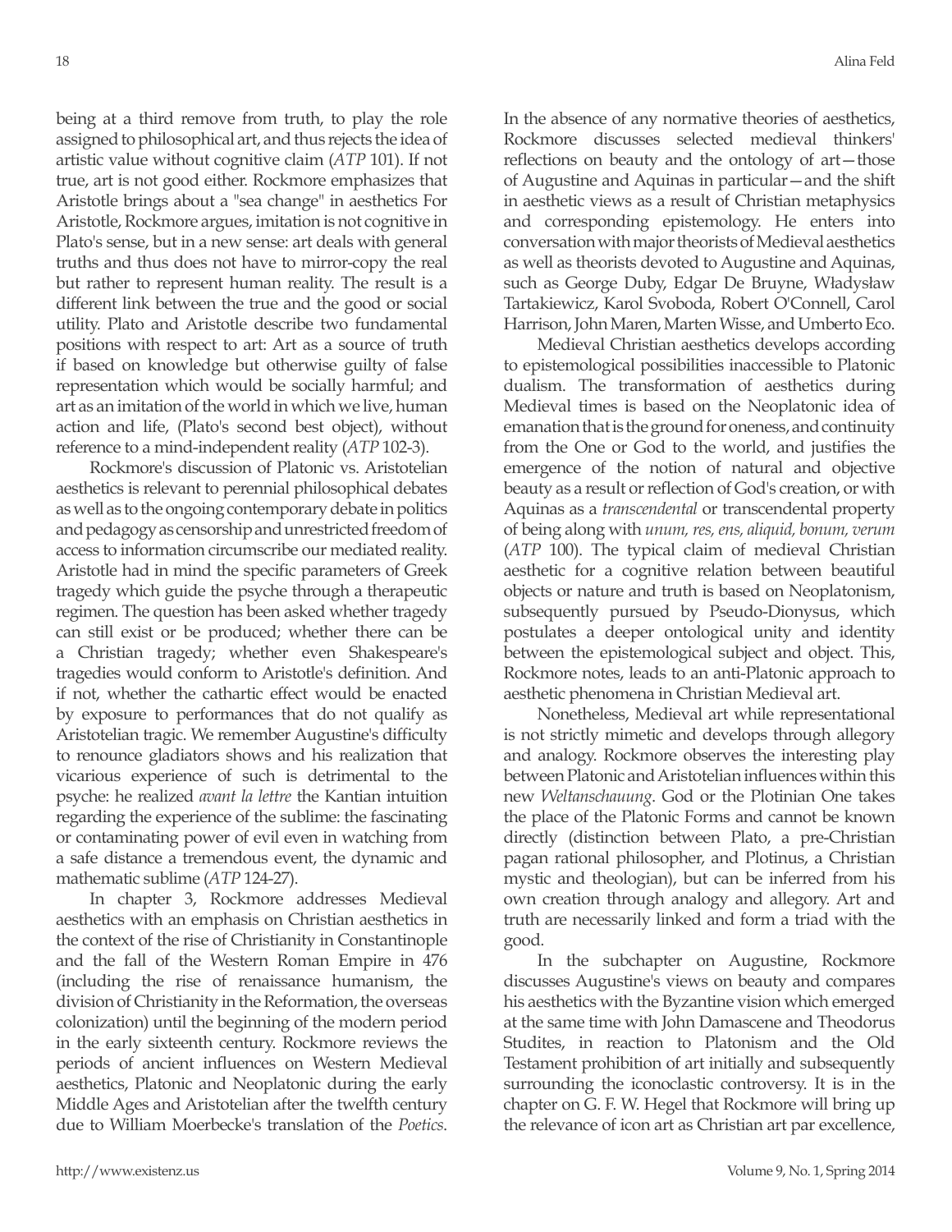being at a third remove from truth, to play the role assigned to philosophical art, and thus rejects the idea of artistic value without cognitive claim (*ATP* 101). If not true, art is not good either. Rockmore emphasizes that Aristotle brings about a "sea change" in aesthetics For Aristotle, Rockmore argues, imitation is not cognitive in Plato's sense, but in a new sense: art deals with general truths and thus does not have to mirror-copy the real but rather to represent human reality. The result is a different link between the true and the good or social utility. Plato and Aristotle describe two fundamental positions with respect to art: Art as a source of truth if based on knowledge but otherwise guilty of false representation which would be socially harmful; and art as an imitation of the world in which we live, human action and life, (Plato's second best object), without reference to a mind-independent reality (*ATP* 102-3).

Rockmore's discussion of Platonic vs. Aristotelian aesthetics is relevant to perennial philosophical debates as well as to the ongoing contemporary debate in politics and pedagogy as censorship and unrestricted freedom of access to information circumscribe our mediated reality. Aristotle had in mind the specific parameters of Greek tragedy which guide the psyche through a therapeutic regimen. The question has been asked whether tragedy can still exist or be produced; whether there can be a Christian tragedy; whether even Shakespeare's tragedies would conform to Aristotle's definition. And if not, whether the cathartic effect would be enacted by exposure to performances that do not qualify as Aristotelian tragic. We remember Augustine's difficulty to renounce gladiators shows and his realization that vicarious experience of such is detrimental to the psyche: he realized *avant la lettre* the Kantian intuition regarding the experience of the sublime: the fascinating or contaminating power of evil even in watching from a safe distance a tremendous event, the dynamic and mathematic sublime (*ATP* 124-27).

In chapter 3, Rockmore addresses Medieval aesthetics with an emphasis on Christian aesthetics in the context of the rise of Christianity in Constantinople and the fall of the Western Roman Empire in 476 (including the rise of renaissance humanism, the division of Christianity in the Reformation, the overseas colonization) until the beginning of the modern period in the early sixteenth century. Rockmore reviews the periods of ancient influences on Western Medieval aesthetics, Platonic and Neoplatonic during the early Middle Ages and Aristotelian after the twelfth century due to William Moerbecke's translation of the *Poetics*. In the absence of any normative theories of aesthetics, Rockmore discusses selected medieval thinkers' reflections on beauty and the ontology of art—those of Augustine and Aquinas in particular—and the shift in aesthetic views as a result of Christian metaphysics and corresponding epistemology. He enters into conversation with major theorists of Medieval aesthetics as well as theorists devoted to Augustine and Aquinas, such as George Duby, Edgar De Bruyne, Władysław Tartakiewicz, Karol Svoboda, Robert O'Connell, Carol Harrison, John Maren, Marten Wisse, and Umberto Eco.

Medieval Christian aesthetics develops according to epistemological possibilities inaccessible to Platonic dualism. The transformation of aesthetics during Medieval times is based on the Neoplatonic idea of emanation that is the ground for oneness, and continuity from the One or God to the world, and justifies the emergence of the notion of natural and objective beauty as a result or reflection of God's creation, or with Aquinas as a *transcendental* or transcendental property of being along with *unum, res, ens, aliquid, bonum, verum* (*ATP* 100). The typical claim of medieval Christian aesthetic for a cognitive relation between beautiful objects or nature and truth is based on Neoplatonism, subsequently pursued by Pseudo-Dionysus, which postulates a deeper ontological unity and identity between the epistemological subject and object. This, Rockmore notes, leads to an anti-Platonic approach to aesthetic phenomena in Christian Medieval art.

Nonetheless, Medieval art while representational is not strictly mimetic and develops through allegory and analogy. Rockmore observes the interesting play between Platonic and Aristotelian influences within this new *Weltanschauung*. God or the Plotinian One takes the place of the Platonic Forms and cannot be known directly (distinction between Plato, a pre-Christian pagan rational philosopher, and Plotinus, a Christian mystic and theologian), but can be inferred from his own creation through analogy and allegory. Art and truth are necessarily linked and form a triad with the good.

In the subchapter on Augustine, Rockmore discusses Augustine's views on beauty and compares his aesthetics with the Byzantine vision which emerged at the same time with John Damascene and Theodorus Studites, in reaction to Platonism and the Old Testament prohibition of art initially and subsequently surrounding the iconoclastic controversy. It is in the chapter on G. F. W. Hegel that Rockmore will bring up the relevance of icon art as Christian art par excellence,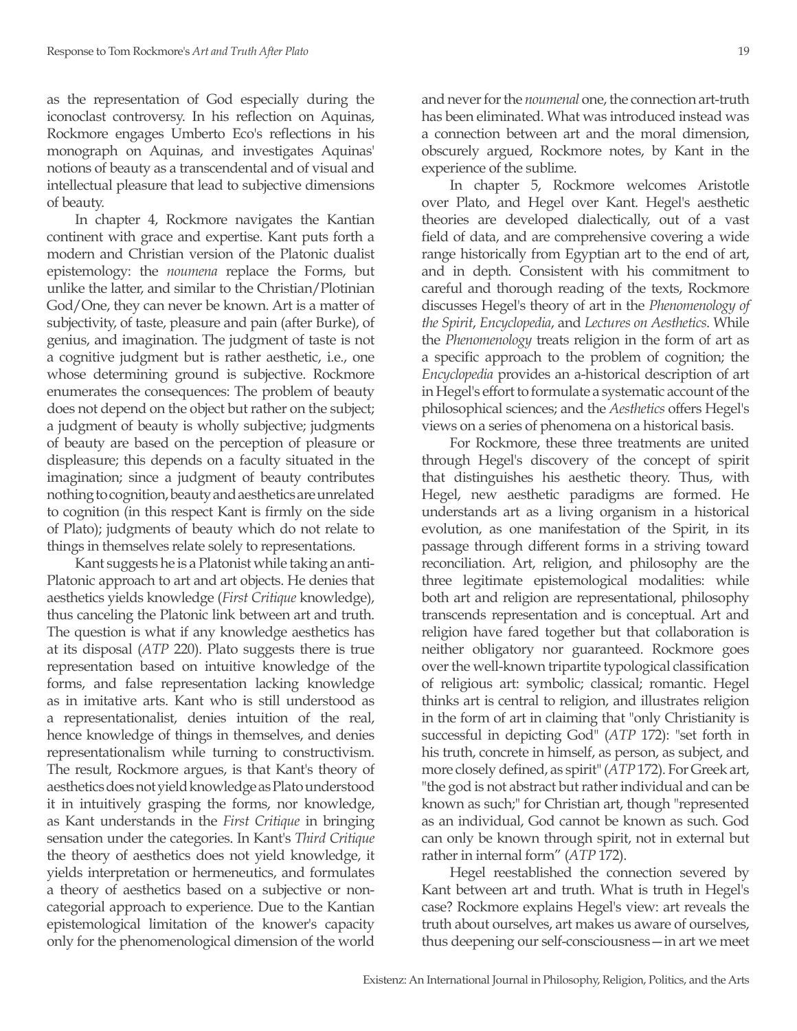as the representation of God especially during the iconoclast controversy. In his reflection on Aquinas, Rockmore engages Umberto Eco's reflections in his monograph on Aquinas, and investigates Aquinas' notions of beauty as a transcendental and of visual and intellectual pleasure that lead to subjective dimensions of beauty.

In chapter 4, Rockmore navigates the Kantian continent with grace and expertise. Kant puts forth a modern and Christian version of the Platonic dualist epistemology: the *noumena* replace the Forms, but unlike the latter, and similar to the Christian/Plotinian God/One, they can never be known. Art is a matter of subjectivity, of taste, pleasure and pain (after Burke), of genius, and imagination. The judgment of taste is not a cognitive judgment but is rather aesthetic, i.e., one whose determining ground is subjective. Rockmore enumerates the consequences: The problem of beauty does not depend on the object but rather on the subject; a judgment of beauty is wholly subjective; judgments of beauty are based on the perception of pleasure or displeasure; this depends on a faculty situated in the imagination; since a judgment of beauty contributes nothing to cognition, beauty and aesthetics are unrelated to cognition (in this respect Kant is firmly on the side of Plato); judgments of beauty which do not relate to things in themselves relate solely to representations.

Kant suggests he is a Platonist while taking an anti-Platonic approach to art and art objects. He denies that aesthetics yields knowledge (*First Critique* knowledge), thus canceling the Platonic link between art and truth. The question is what if any knowledge aesthetics has at its disposal (*ATP* 220). Plato suggests there is true representation based on intuitive knowledge of the forms, and false representation lacking knowledge as in imitative arts. Kant who is still understood as a representationalist, denies intuition of the real, hence knowledge of things in themselves, and denies representationalism while turning to constructivism. The result, Rockmore argues, is that Kant's theory of aesthetics does not yield knowledge as Plato understood it in intuitively grasping the forms, nor knowledge, as Kant understands in the *First Critique* in bringing sensation under the categories. In Kant's *Third Critique* the theory of aesthetics does not yield knowledge, it yields interpretation or hermeneutics, and formulates a theory of aesthetics based on a subjective or non-categorial approach to experience. Due to the Kantian epistemological limitation of the knower's capacity only for the phenomenological dimension of the world and never for the *noumenal* one, the connection art-truth has been eliminated. What was introduced instead was a connection between art and the moral dimension, obscurely argued, Rockmore notes, by Kant in the experience of the sublime.

In chapter 5, Rockmore welcomes Aristotle over Plato, and Hegel over Kant. Hegel's aesthetic theories are developed dialectically, out of a vast field of data, and are comprehensive covering a wide range historically from Egyptian art to the end of art, and in depth. Consistent with his commitment to careful and thorough reading of the texts, Rockmore discusses Hegel's theory of art in the *Phenomenology of the Spirit*, *Encyclopedia*, and *Lectures on Aesthetics*. While the *Phenomenology* treats religion in the form of art as a specific approach to the problem of cognition; the *Encyclopedia* provides an a-historical description of art in Hegel's effort to formulate a systematic account of the philosophical sciences; and the *Aesthetics* offers Hegel's views on a series of phenomena on a historical basis.

For Rockmore, these three treatments are united through Hegel's discovery of the concept of spirit that distinguishes his aesthetic theory. Thus, with Hegel, new aesthetic paradigms are formed. He understands art as a living organism in a historical evolution, as one manifestation of the Spirit, in its passage through different forms in a striving toward reconciliation. Art, religion, and philosophy are the three legitimate epistemological modalities: while both art and religion are representational, philosophy transcends representation and is conceptual. Art and religion have fared together but that collaboration is neither obligatory nor guaranteed. Rockmore goes over the well-known tripartite typological classification of religious art: symbolic; classical; romantic. Hegel thinks art is central to religion, and illustrates religion in the form of art in claiming that "only Christianity is successful in depicting God" (*ATP* 172): "set forth in his truth, concrete in himself, as person, as subject, and more closely defined, as spirit" (*ATP* 172). For Greek art, "the god is not abstract but rather individual and can be known as such;" for Christian art, though "represented as an individual, God cannot be known as such. God can only be known through spirit, not in external but rather in internal form" (*ATP* 172).

Hegel reestablished the connection severed by Kant between art and truth. What is truth in Hegel's case? Rockmore explains Hegel's view: art reveals the truth about ourselves, art makes us aware of ourselves, thus deepening our self-consciousness—in art we meet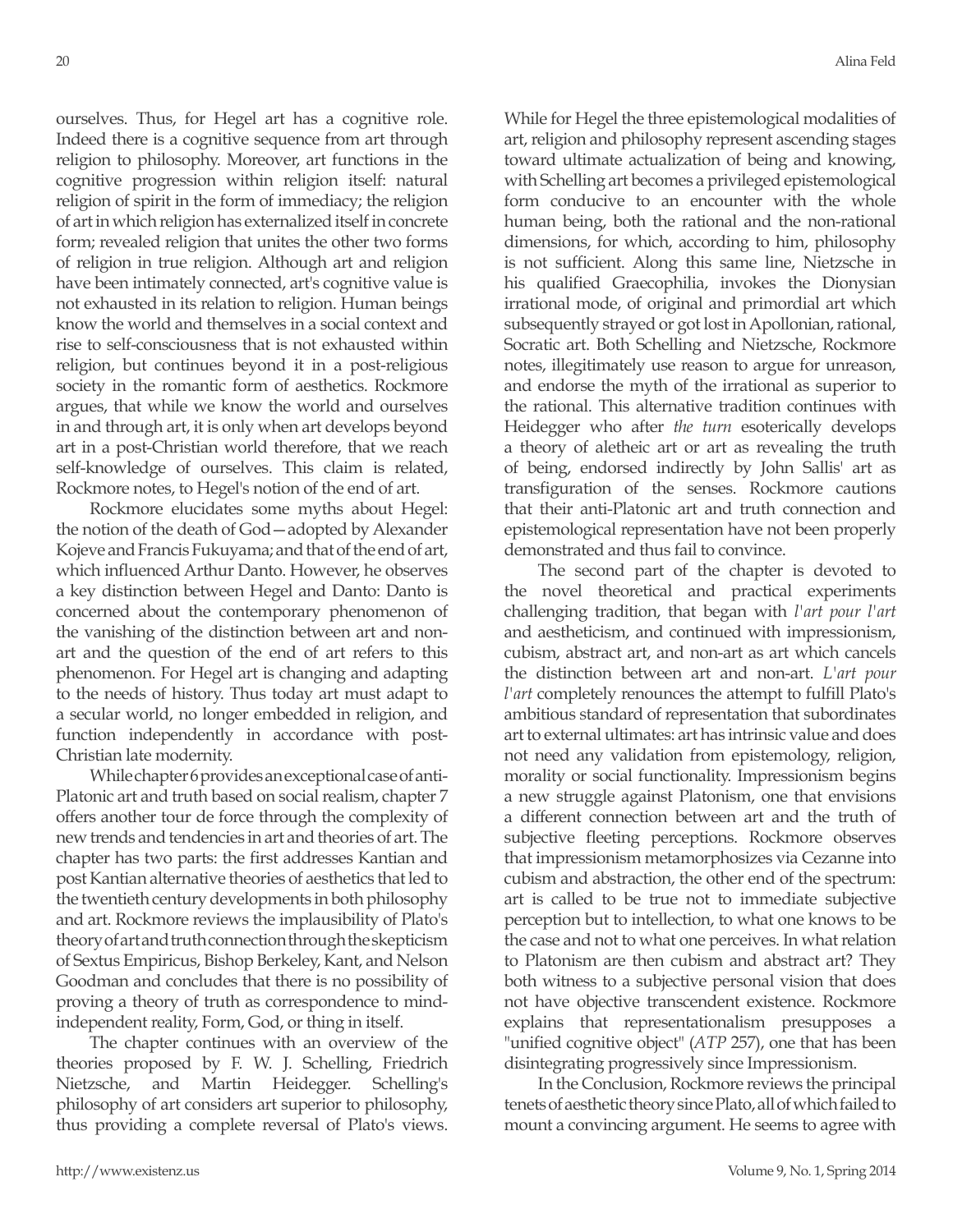ourselves. Thus, for Hegel art has a cognitive role. Indeed there is a cognitive sequence from art through religion to philosophy. Moreover, art functions in the cognitive progression within religion itself: natural religion of spirit in the form of immediacy; the religion of art in which religion has externalized itself in concrete form; revealed religion that unites the other two forms of religion in true religion. Although art and religion have been intimately connected, art's cognitive value is not exhausted in its relation to religion. Human beings know the world and themselves in a social context and rise to self-consciousness that is not exhausted within religion, but continues beyond it in a post-religious society in the romantic form of aesthetics. Rockmore argues, that while we know the world and ourselves in and through art, it is only when art develops beyond art in a post-Christian world therefore, that we reach self-knowledge of ourselves. This claim is related, Rockmore notes, to Hegel's notion of the end of art.

Rockmore elucidates some myths about Hegel: the notion of the death of God—adopted by Alexander Kojeve and Francis Fukuyama; and that of the end of art, which influenced Arthur Danto. However, he observes a key distinction between Hegel and Danto: Danto is concerned about the contemporary phenomenon of the vanishing of the distinction between art and non-art and the question of the end of art refers to this phenomenon. For Hegel art is changing and adapting to the needs of history. Thus today art must adapt to a secular world, no longer embedded in religion, and function independently in accordance with post-Christian late modernity.

While chapter 6 provides an exceptional case of anti-Platonic art and truth based on social realism, chapter 7 offers another tour de force through the complexity of new trends and tendencies in art and theories of art. The chapter has two parts: the first addresses Kantian and post Kantian alternative theories of aesthetics that led to the twentieth century developments in both philosophy and art. Rockmore reviews the implausibility of Plato's theory of art and truth connection through the skepticism of Sextus Empiricus, Bishop Berkeley, Kant, and Nelson Goodman and concludes that there is no possibility of proving a theory of truth as correspondence to mind-independent reality, Form, God, or thing in itself.

The chapter continues with an overview of the theories proposed by F. W. J. Schelling, Friedrich Nietzsche, and Martin Heidegger. Schelling's philosophy of art considers art superior to philosophy, thus providing a complete reversal of Plato's views. While for Hegel the three epistemological modalities of art, religion and philosophy represent ascending stages toward ultimate actualization of being and knowing, with Schelling art becomes a privileged epistemological form conducive to an encounter with the whole human being, both the rational and the non-rational dimensions, for which, according to him, philosophy is not sufficient. Along this same line, Nietzsche in his qualified Graecophilia, invokes the Dionysian irrational mode, of original and primordial art which subsequently strayed or got lost in Apollonian, rational, Socratic art. Both Schelling and Nietzsche, Rockmore notes, illegitimately use reason to argue for unreason, and endorse the myth of the irrational as superior to the rational. This alternative tradition continues with Heidegger who after *the turn* esoterically develops a theory of aletheic art or art as revealing the truth of being, endorsed indirectly by John Sallis' art as transfiguration of the senses. Rockmore cautions that their anti-Platonic art and truth connection and epistemological representation have not been properly demonstrated and thus fail to convince.

The second part of the chapter is devoted to the novel theoretical and practical experiments challenging tradition, that began with *l'art pour l'art* and aestheticism, and continued with impressionism, cubism, abstract art, and non-art as art which cancels the distinction between art and non-art. *L'art pour l'art* completely renounces the attempt to fulfill Plato's ambitious standard of representation that subordinates art to external ultimates: art has intrinsic value and does not need any validation from epistemology, religion, morality or social functionality. Impressionism begins a new struggle against Platonism, one that envisions a different connection between art and the truth of subjective fleeting perceptions. Rockmore observes that impressionism metamorphoses via Cezanne into cubism and abstraction, the other end of the spectrum: art is called to be true not to immediate subjective perception but to intellection, to what one knows to be the case and not to what one perceives. In what relation to Platonism are then cubism and abstract art? They both witness to a subjective personal vision that does not have objective transcendent existence. Rockmore explains that representationalism presupposes a "unified cognitive object" (*ATP* 257), one that has been disintegrating progressively since Impressionism.

In the Conclusion, Rockmore reviews the principal tenets of aesthetic theory since Plato, all of which failed to mount a convincing argument. He seems to agree with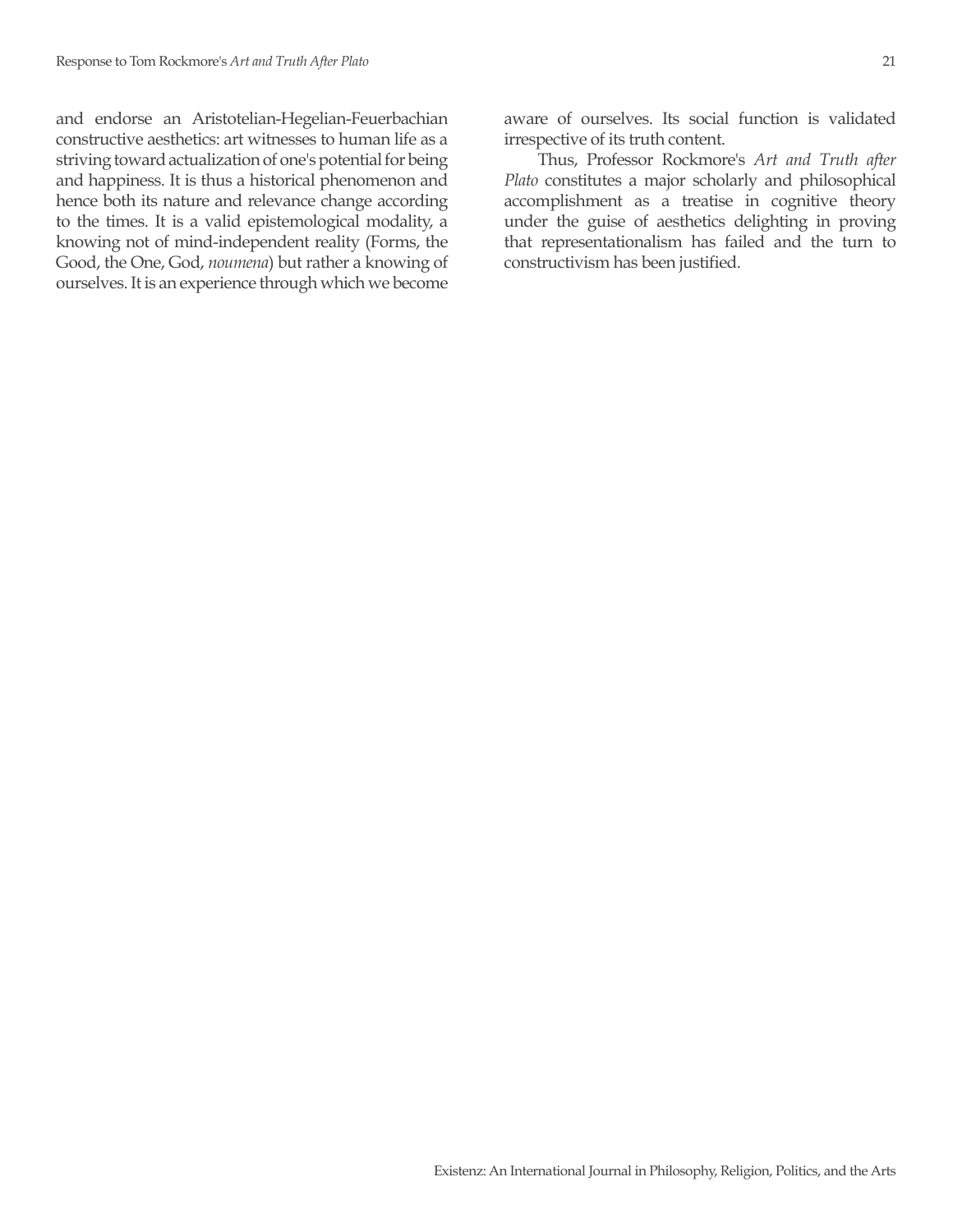and endorse an Aristotelian-Hegelian-Feuerbachian constructive aesthetics: art witnesses to human life as a striving toward actualization of one's potential for being and happiness. It is thus a historical phenomenon and hence both its nature and relevance change according to the times. It is a valid epistemological modality, a knowing not of mind-independent reality (Forms, the Good, the One, God, *noumena*) but rather a knowing of ourselves. It is an experience through which we become aware of ourselves. Its social function is validated irrespective of its truth content.

Thus, Professor Rockmore's *Art and Truth after Plato* constitutes a major scholarly and philosophical accomplishment as a treatise in cognitive theory under the guise of aesthetics delighting in proving that representationalism has failed and the turn to constructivism has been justified.